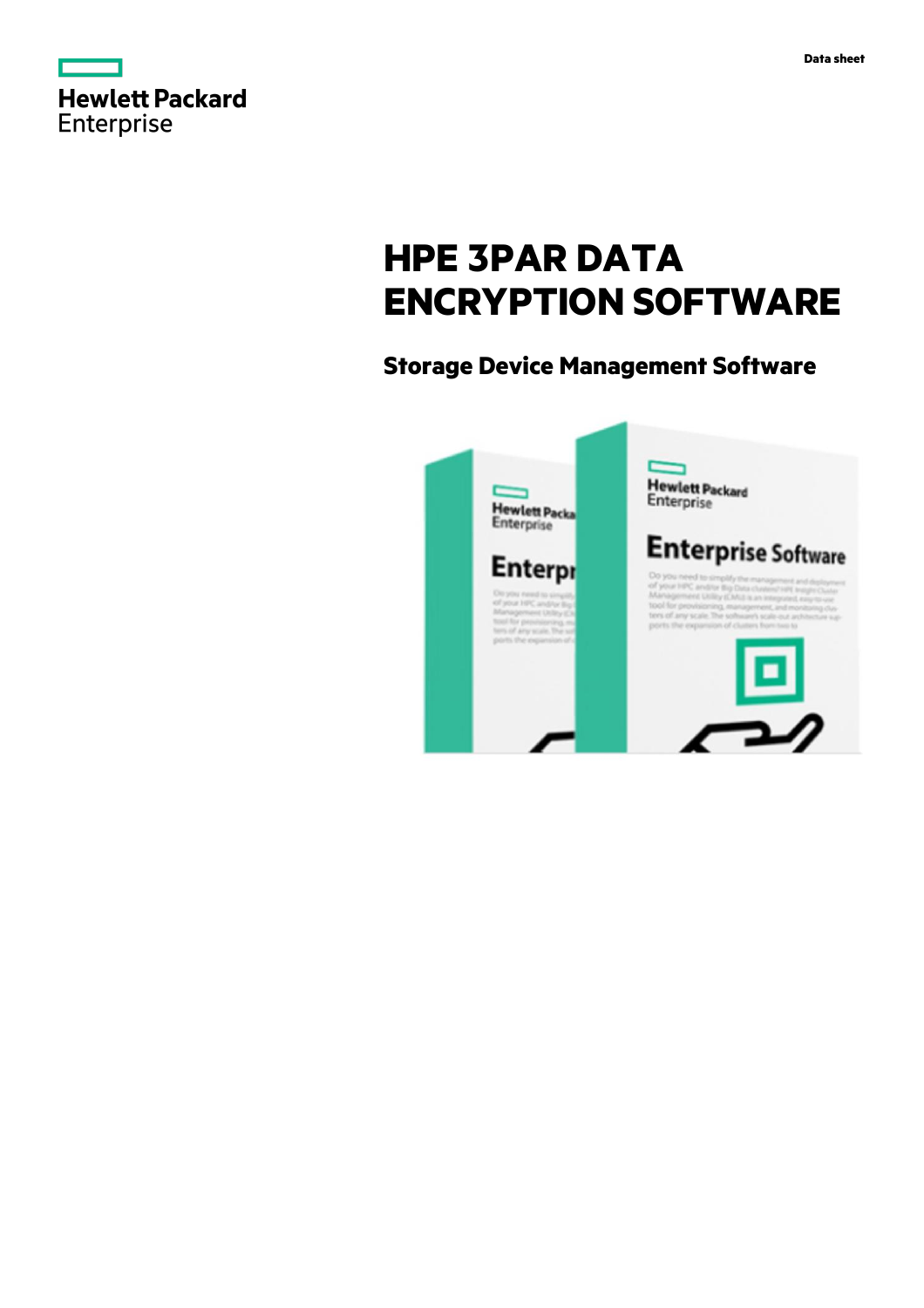Hewlett Packard Enterprise

Data sheet

# HPE 3PAR DATA ENCRYPTION SOFTWARE

## Storage Device Management Software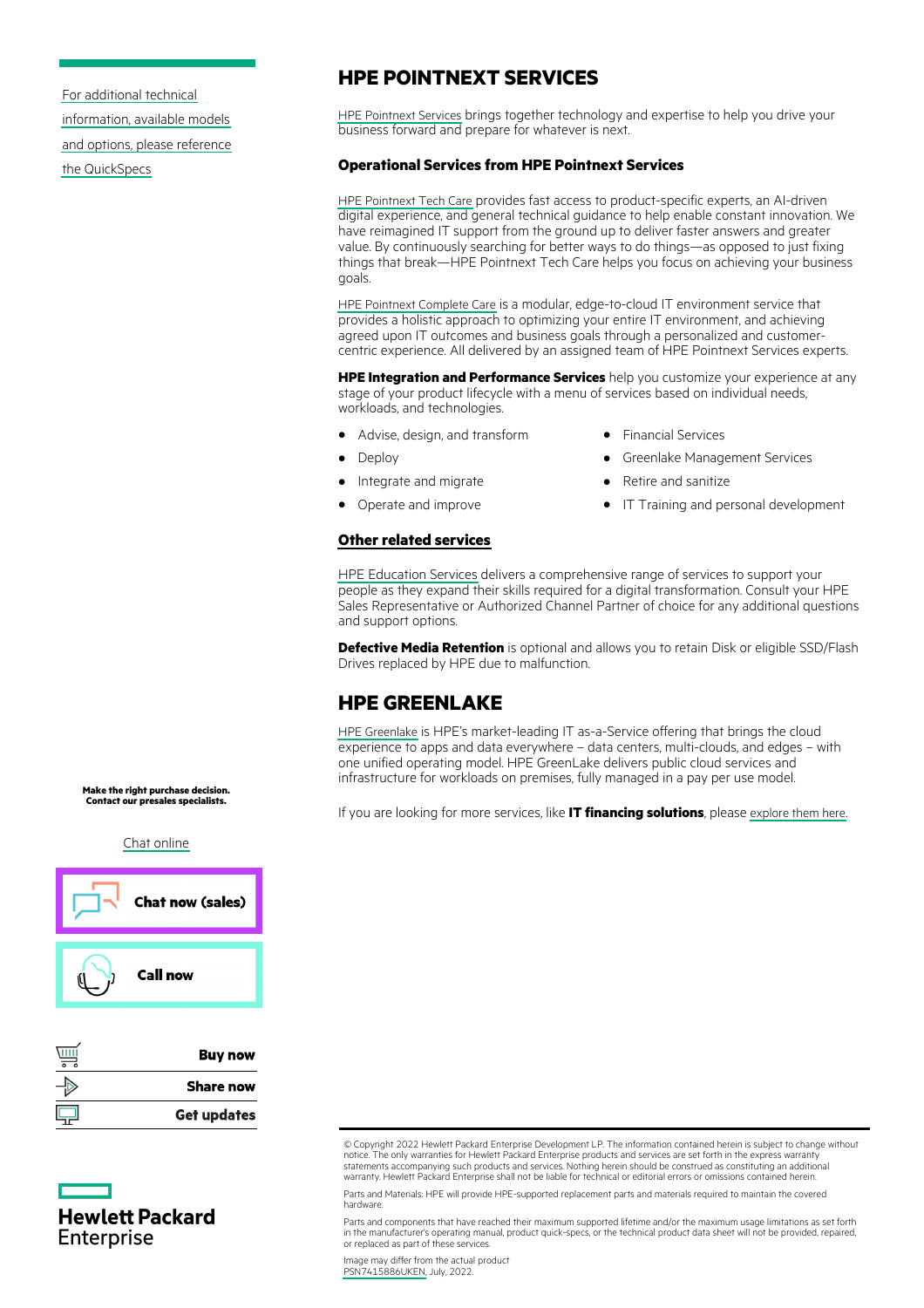For additional technical information, available models and options, please reference the QuickSpecs

## HPE POINTNEXT SERVICES

HPE Pointnext Services brings together technology and expertise to help you drive your business forward and prepare for whatever is next.

### Operational Services from HPE Pointnext Services

HPE Pointnext Tech Care provides fast access to product-specific experts, an AI-driven digital experience, and general technical guidance to help enable constant innovation. We have reimagined IT support from the ground up to deliver faster answers and greater value. By continuously searching for better ways to do things—as opposed to just fixing things that break—HPE Pointnext Tech Care helps you focus on achieving your business goals.

HPE Pointnext Complete Care is a modular, edge-to-cloud IT environment service that provides a holistic approach to optimizing your entire IT environment, and achieving agreed upon IT outcomes and business goals through a personalized and customer-centric experience. All delivered by an assigned team of HPE Pointnext Services experts.

**HPE Integration and Performance Services** help you customize your experience at any stage of your product lifecycle with a menu of services based on individual needs, workloads, and technologies.

- Advise, design, and transform
- Deploy
- Integrate and migrate
- Operate and improve
- Financial Services
- Greenlake Management Services
- Retire and sanitize
- IT Training and personal development

### Other related services

HPE Education Services delivers a comprehensive range of services to support your people as they expand their skills required for a digital transformation. Consult your HPE Sales Representative or Authorized Channel Partner of choice for any additional questions and support options.

**Defective Media Retention** is optional and allows you to retain Disk or eligible SSD/Flash Drives replaced by HPE due to malfunction.

## HPE GREENLAKE

HPE Greenlake is HPE's market-leading IT as-a-Service offering that brings the cloud experience to apps and data everywhere – data centers, multi-clouds, and edges – with one unified operating model. HPE GreenLake delivers public cloud services and infrastructure for workloads on premises, fully managed in a pay per use model.

If you are looking for more services, like **IT financing solutions**, please explore them here.

**Make the right purchase decision. Contact our presales specialists.**

Chat online

Chat now (sales)

Call now

Buy now

Share now

Get updates

Hewlett Packard Enterprise

© Copyright 2022 Hewlett Packard Enterprise Development LP. The information contained herein is subject to change without notice. The only warranties for Hewlett Packard Enterprise products and services are set forth in the express warranty statements accompanying such products and services. Nothing herein should be construed as constituting an additional warranty. Hewlett Packard Enterprise shall not be liable for technical or editorial errors or omissions contained herein.

Parts and Materials: HPE will provide HPE-supported replacement parts and materials required to maintain the covered hardware.

Parts and components that have reached their maximum supported lifetime and/or the maximum usage limitations as set forth in the manufacturer's operating manual, product quick-specs, or the technical product data sheet will not be provided, repaired, or replaced as part of these services.

Image may differ from the actual product

PSN7415886UKEN, July, 2022.